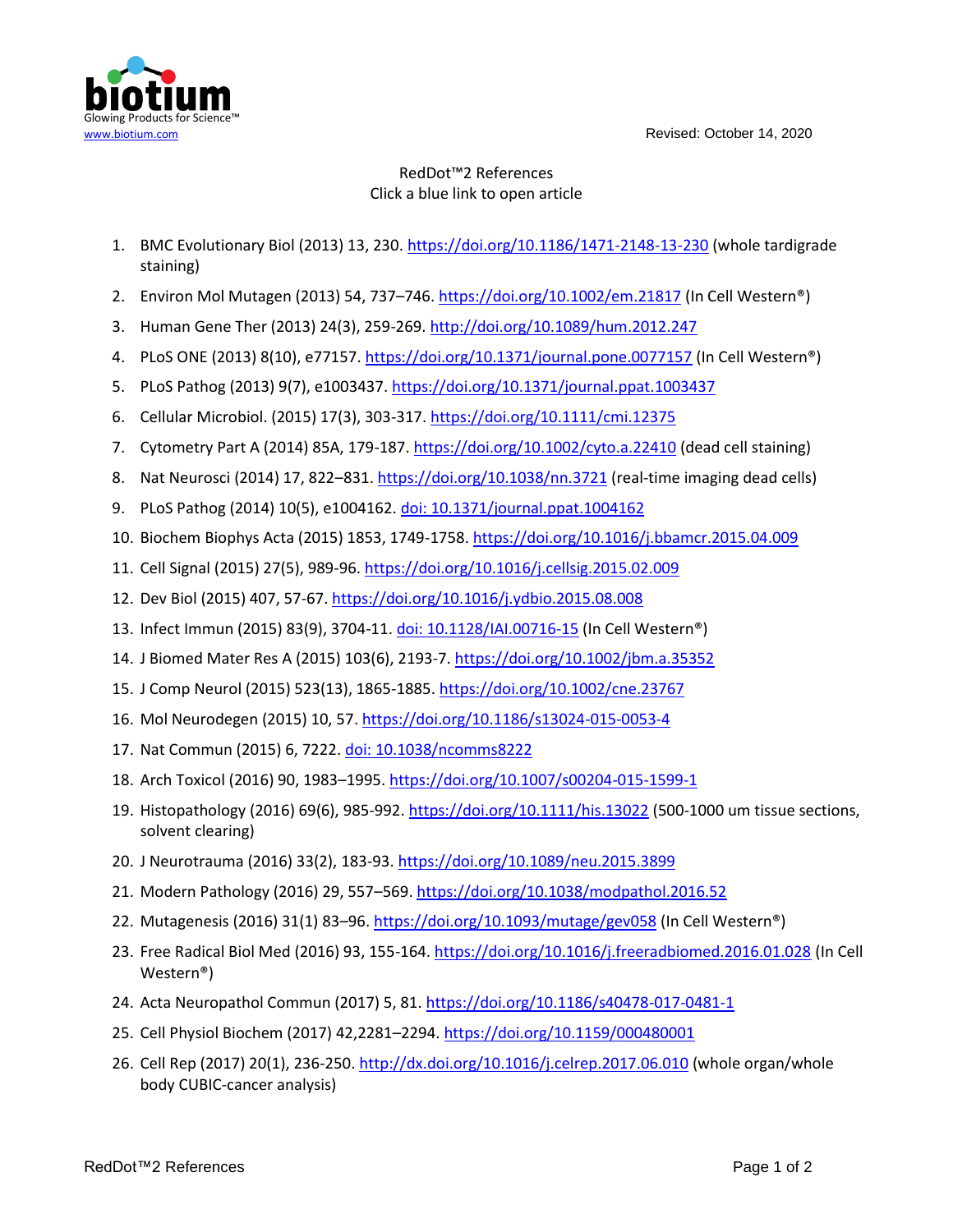biotium

Glowing Products for Science™

www.biotium.com

Revised: October 14, 2020

# RedDot™2 References

Click a blue link to open article

1. BMC Evolutionary Biol (2013) 13, 230. https://doi.org/10.1186/1471-2148-13-230 (whole tardigrade staining)
2. Environ Mol Mutagen (2013) 54, 737–746. https://doi.org/10.1002/em.21817 (In Cell Western®)
3. Human Gene Ther (2013) 24(3), 259-269. http://doi.org/10.1089/hum.2012.247
4. PLoS ONE (2013) 8(10), e77157. https://doi.org/10.1371/journal.pone.0077157 (In Cell Western®)
5. PLoS Pathog (2013) 9(7), e1003437. https://doi.org/10.1371/journal.ppat.1003437
6. Cellular Microbiol. (2015) 17(3), 303-317. https://doi.org/10.1111/cmi.12375
7. Cytometry Part A (2014) 85A, 179-187. https://doi.org/10.1002/cyto.a.22410 (dead cell staining)
8. Nat Neurosci (2014) 17, 822–831. https://doi.org/10.1038/nn.3721 (real-time imaging dead cells)
9. PLoS Pathog (2014) 10(5), e1004162. doi: 10.1371/journal.ppat.1004162
10. Biochem Biophys Acta (2015) 1853, 1749-1758. https://doi.org/10.1016/j.bbamcr.2015.04.009
11. Cell Signal (2015) 27(5), 989-96. https://doi.org/10.1016/j.cellsig.2015.02.009
12. Dev Biol (2015) 407, 57-67. https://doi.org/10.1016/j.ydbio.2015.08.008
13. Infect Immun (2015) 83(9), 3704-11. doi: 10.1128/IAI.00716-15 (In Cell Western®)
14. J Biomed Mater Res A (2015) 103(6), 2193-7. https://doi.org/10.1002/jbm.a.35352
15. J Comp Neurol (2015) 523(13), 1865-1885. https://doi.org/10.1002/cne.23767
16. Mol Neurodegen (2015) 10, 57. https://doi.org/10.1186/s13024-015-0053-4
17. Nat Commun (2015) 6, 7222. doi: 10.1038/ncomms8222
18. Arch Toxicol (2016) 90, 1983–1995. https://doi.org/10.1007/s00204-015-1599-1
19. Histopathology (2016) 69(6), 985-992. https://doi.org/10.1111/his.13022 (500-1000 um tissue sections, solvent clearing)
20. J Neurotrauma (2016) 33(2), 183-93. https://doi.org/10.1089/neu.2015.3899
21. Modern Pathology (2016) 29, 557–569. https://doi.org/10.1038/modpathol.2016.52
22. Mutagenesis (2016) 31(1) 83–96. https://doi.org/10.1093/mutage/gev058 (In Cell Western®)
23. Free Radical Biol Med (2016) 93, 155-164. https://doi.org/10.1016/j.freeradbiomed.2016.01.028 (In Cell Western®)
24. Acta Neuropathol Commun (2017) 5, 81. https://doi.org/10.1186/s40478-017-0481-1
25. Cell Physiol Biochem (2017) 42,2281–2294. https://doi.org/10.1159/000480001
26. Cell Rep (2017) 20(1), 236-250. http://dx.doi.org/10.1016/j.celrep.2017.06.010 (whole organ/whole body CUBIC-cancer analysis)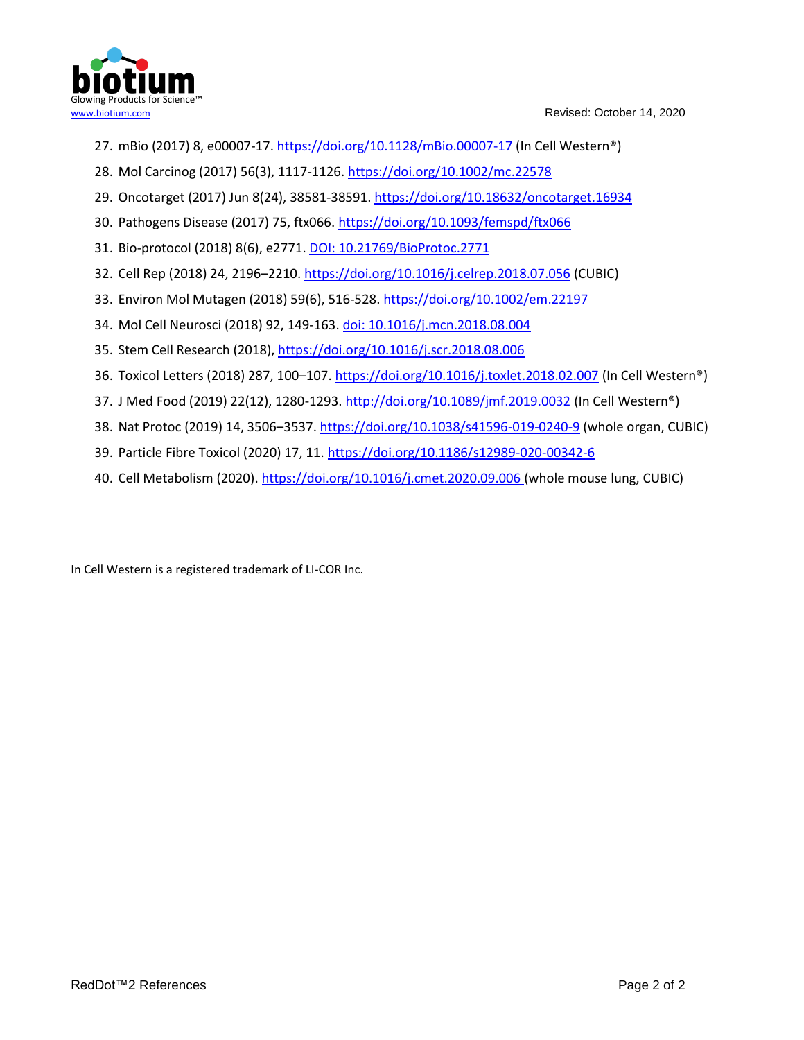27. mBio (2017) 8, e00007-17. https://doi.org/10.1128/mBio.00007-17 (In Cell Western®)
28. Mol Carcinog (2017) 56(3), 1117-1126. https://doi.org/10.1002/mc.22578
29. Oncotarget (2017) Jun 8(24), 38581-38591. https://doi.org/10.18632/oncotarget.16934
30. Pathogens Disease (2017) 75, ftx066. https://doi.org/10.1093/femspd/ftx066
31. Bio-protocol (2018) 8(6), e2771. DOI: 10.21769/BioProtoc.2771
32. Cell Rep (2018) 24, 2196–2210. https://doi.org/10.1016/j.celrep.2018.07.056 (CUBIC)
33. Environ Mol Mutagen (2018) 59(6), 516-528. https://doi.org/10.1002/em.22197
34. Mol Cell Neurosci (2018) 92, 149-163. doi: 10.1016/j.mcn.2018.08.004
35. Stem Cell Research (2018), https://doi.org/10.1016/j.scr.2018.08.006
36. Toxicol Letters (2018) 287, 100–107. https://doi.org/10.1016/j.toxlet.2018.02.007 (In Cell Western®)
37. J Med Food (2019) 22(12), 1280-1293. http://doi.org/10.1089/jmf.2019.0032 (In Cell Western®)
38. Nat Protoc (2019) 14, 3506–3537. https://doi.org/10.1038/s41596-019-0240-9 (whole organ, CUBIC)
39. Particle Fibre Toxicol (2020) 17, 11. https://doi.org/10.1186/s12989-020-00342-6
40. Cell Metabolism (2020). https://doi.org/10.1016/j.cmet.2020.09.006 (whole mouse lung, CUBIC)

In Cell Western is a registered trademark of LI-COR Inc.